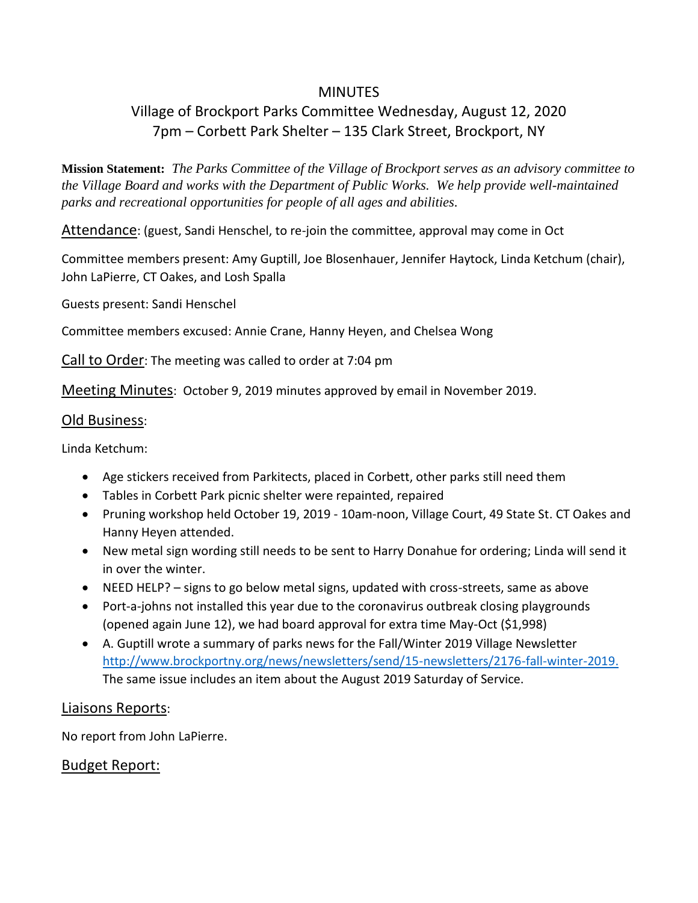# MINUTES

## Village of Brockport Parks Committee Wednesday, August 12, 2020
## 7pm – Corbett Park Shelter – 135 Clark Street, Brockport, NY

**Mission Statement:** *The Parks Committee of the Village of Brockport serves as an advisory committee to the Village Board and works with the Department of Public Works. We help provide well-maintained parks and recreational opportunities for people of all ages and abilities.*

Attendance: (guest, Sandi Henschel, to re-join the committee, approval may come in Oct

Committee members present: Amy Guptill, Joe Blosenhauer, Jennifer Haytock, Linda Ketchum (chair), John LaPierre, CT Oakes, and Losh Spalla

Guests present: Sandi Henschel

Committee members excused: Annie Crane, Hanny Heyen, and Chelsea Wong

Call to Order: The meeting was called to order at 7:04 pm

Meeting Minutes: October 9, 2019 minutes approved by email in November 2019.

### Old Business:

Linda Ketchum:

- Age stickers received from Parkitects, placed in Corbett, other parks still need them
- Tables in Corbett Park picnic shelter were repainted, repaired
- Pruning workshop held October 19, 2019 - 10am-noon, Village Court, 49 State St. CT Oakes and Hanny Heyen attended.
- New metal sign wording still needs to be sent to Harry Donahue for ordering; Linda will send it in over the winter.
- NEED HELP? – signs to go below metal signs, updated with cross-streets, same as above
- Port-a-johns not installed this year due to the coronavirus outbreak closing playgrounds (opened again June 12), we had board approval for extra time May-Oct ($1,998)
- A. Guptill wrote a summary of parks news for the Fall/Winter 2019 Village Newsletter http://www.brockportny.org/news/newsletters/send/15-newsletters/2176-fall-winter-2019. The same issue includes an item about the August 2019 Saturday of Service.

### Liaisons Reports:

No report from John LaPierre.

### Budget Report: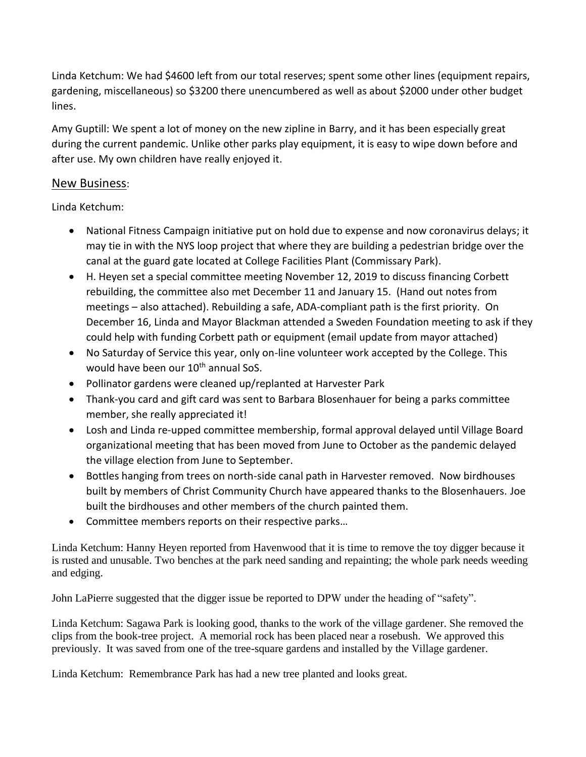Linda Ketchum: We had $4600 left from our total reserves; spent some other lines (equipment repairs, gardening, miscellaneous) so $3200 there unencumbered as well as about $2000 under other budget lines.

Amy Guptill: We spent a lot of money on the new zipline in Barry, and it has been especially great during the current pandemic. Unlike other parks play equipment, it is easy to wipe down before and after use. My own children have really enjoyed it.

## New Business:

Linda Ketchum:

- National Fitness Campaign initiative put on hold due to expense and now coronavirus delays; it may tie in with the NYS loop project that where they are building a pedestrian bridge over the canal at the guard gate located at College Facilities Plant (Commissary Park).
- H. Heyen set a special committee meeting November 12, 2019 to discuss financing Corbett rebuilding, the committee also met December 11 and January 15. (Hand out notes from meetings – also attached). Rebuilding a safe, ADA-compliant path is the first priority. On December 16, Linda and Mayor Blackman attended a Sweden Foundation meeting to ask if they could help with funding Corbett path or equipment (email update from mayor attached)
- No Saturday of Service this year, only on-line volunteer work accepted by the College. This would have been our 10th annual SoS.
- Pollinator gardens were cleaned up/replanted at Harvester Park
- Thank-you card and gift card was sent to Barbara Blosenhauer for being a parks committee member, she really appreciated it!
- Losh and Linda re-upped committee membership, formal approval delayed until Village Board organizational meeting that has been moved from June to October as the pandemic delayed the village election from June to September.
- Bottles hanging from trees on north-side canal path in Harvester removed. Now birdhouses built by members of Christ Community Church have appeared thanks to the Blosenhauers. Joe built the birdhouses and other members of the church painted them.
- Committee members reports on their respective parks…

Linda Ketchum: Hanny Heyen reported from Havenwood that it is time to remove the toy digger because it is rusted and unusable. Two benches at the park need sanding and repainting; the whole park needs weeding and edging.

John LaPierre suggested that the digger issue be reported to DPW under the heading of "safety".

Linda Ketchum: Sagawa Park is looking good, thanks to the work of the village gardener. She removed the clips from the book-tree project. A memorial rock has been placed near a rosebush. We approved this previously. It was saved from one of the tree-square gardens and installed by the Village gardener.

Linda Ketchum: Remembrance Park has had a new tree planted and looks great.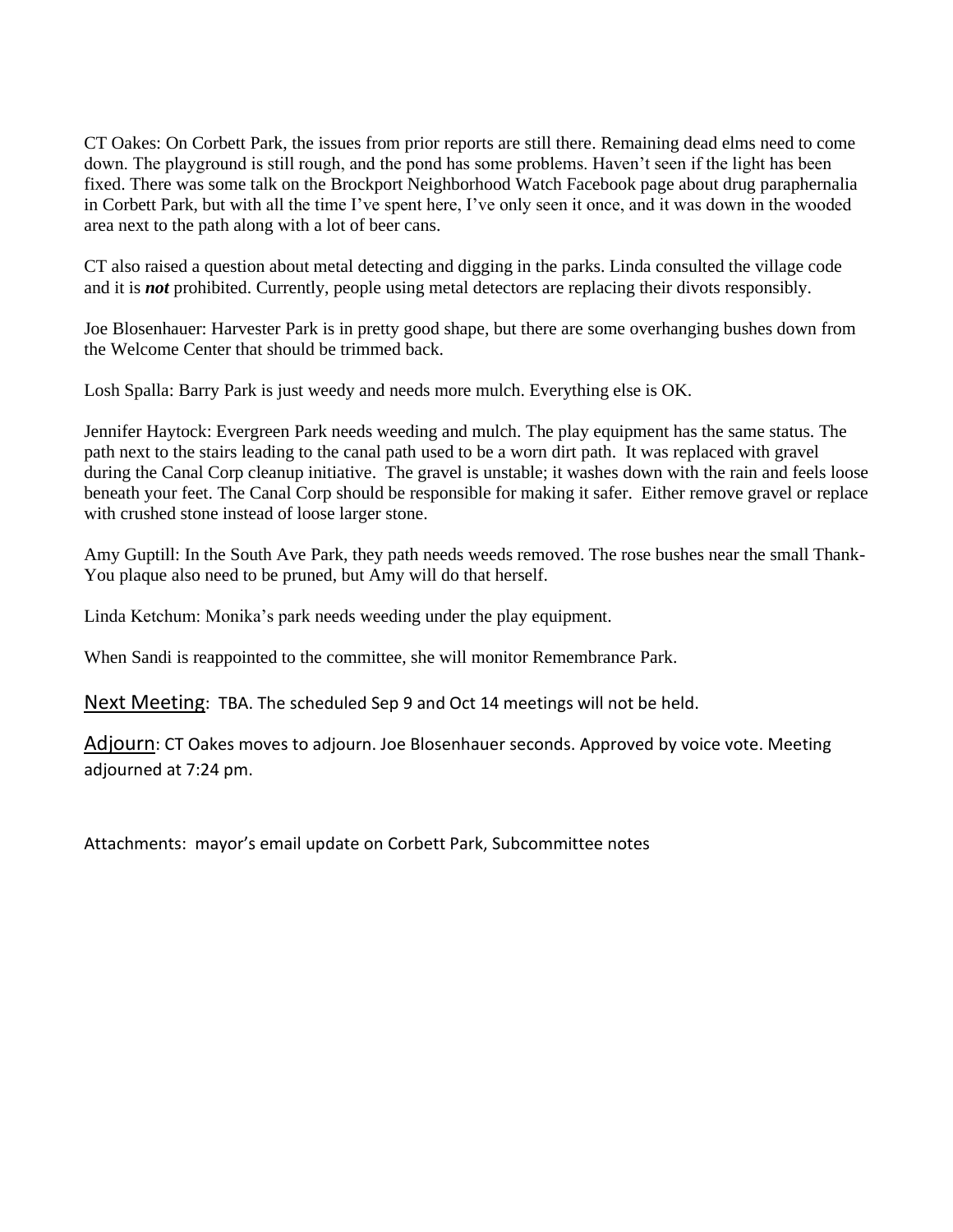CT Oakes: On Corbett Park, the issues from prior reports are still there. Remaining dead elms need to come down. The playground is still rough, and the pond has some problems. Haven't seen if the light has been fixed. There was some talk on the Brockport Neighborhood Watch Facebook page about drug paraphernalia in Corbett Park, but with all the time I've spent here, I've only seen it once, and it was down in the wooded area next to the path along with a lot of beer cans.

CT also raised a question about metal detecting and digging in the parks. Linda consulted the village code and it is ***not*** prohibited. Currently, people using metal detectors are replacing their divots responsibly.

Joe Blosenhauer: Harvester Park is in pretty good shape, but there are some overhanging bushes down from the Welcome Center that should be trimmed back.

Losh Spalla: Barry Park is just weedy and needs more mulch. Everything else is OK.

Jennifer Haytock: Evergreen Park needs weeding and mulch. The play equipment has the same status. The path next to the stairs leading to the canal path used to be a worn dirt path. It was replaced with gravel during the Canal Corp cleanup initiative. The gravel is unstable; it washes down with the rain and feels loose beneath your feet. The Canal Corp should be responsible for making it safer. Either remove gravel or replace with crushed stone instead of loose larger stone.

Amy Guptill: In the South Ave Park, they path needs weeds removed. The rose bushes near the small Thank-You plaque also need to be pruned, but Amy will do that herself.

Linda Ketchum: Monika's park needs weeding under the play equipment.

When Sandi is reappointed to the committee, she will monitor Remembrance Park.

<u>Next Meeting</u>: TBA. The scheduled Sep 9 and Oct 14 meetings will not be held.

<u>Adjourn</u>: CT Oakes moves to adjourn. Joe Blosenhauer seconds. Approved by voice vote. Meeting adjourned at 7:24 pm.

Attachments: mayor's email update on Corbett Park, Subcommittee notes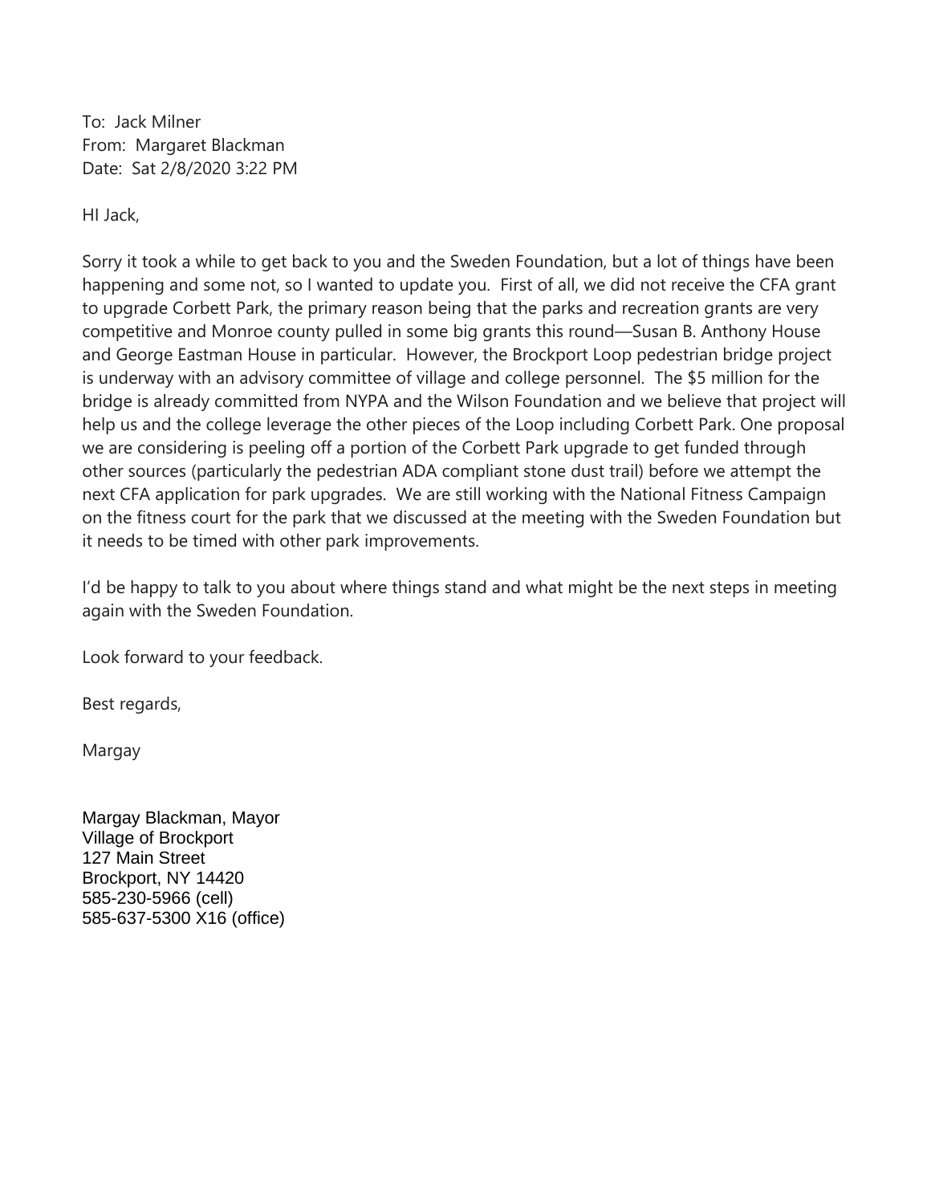To: Jack Milner
From: Margaret Blackman
Date: Sat 2/8/2020 3:22 PM

HI Jack,

Sorry it took a while to get back to you and the Sweden Foundation, but a lot of things have been happening and some not, so I wanted to update you. First of all, we did not receive the CFA grant to upgrade Corbett Park, the primary reason being that the parks and recreation grants are very competitive and Monroe county pulled in some big grants this round—Susan B. Anthony House and George Eastman House in particular. However, the Brockport Loop pedestrian bridge project is underway with an advisory committee of village and college personnel. The $5 million for the bridge is already committed from NYPA and the Wilson Foundation and we believe that project will help us and the college leverage the other pieces of the Loop including Corbett Park. One proposal we are considering is peeling off a portion of the Corbett Park upgrade to get funded through other sources (particularly the pedestrian ADA compliant stone dust trail) before we attempt the next CFA application for park upgrades. We are still working with the National Fitness Campaign on the fitness court for the park that we discussed at the meeting with the Sweden Foundation but it needs to be timed with other park improvements.

I'd be happy to talk to you about where things stand and what might be the next steps in meeting again with the Sweden Foundation.

Look forward to your feedback.

Best regards,

Margay

Margay Blackman, Mayor
Village of Brockport
127 Main Street
Brockport, NY 14420
585-230-5966 (cell)
585-637-5300 X16 (office)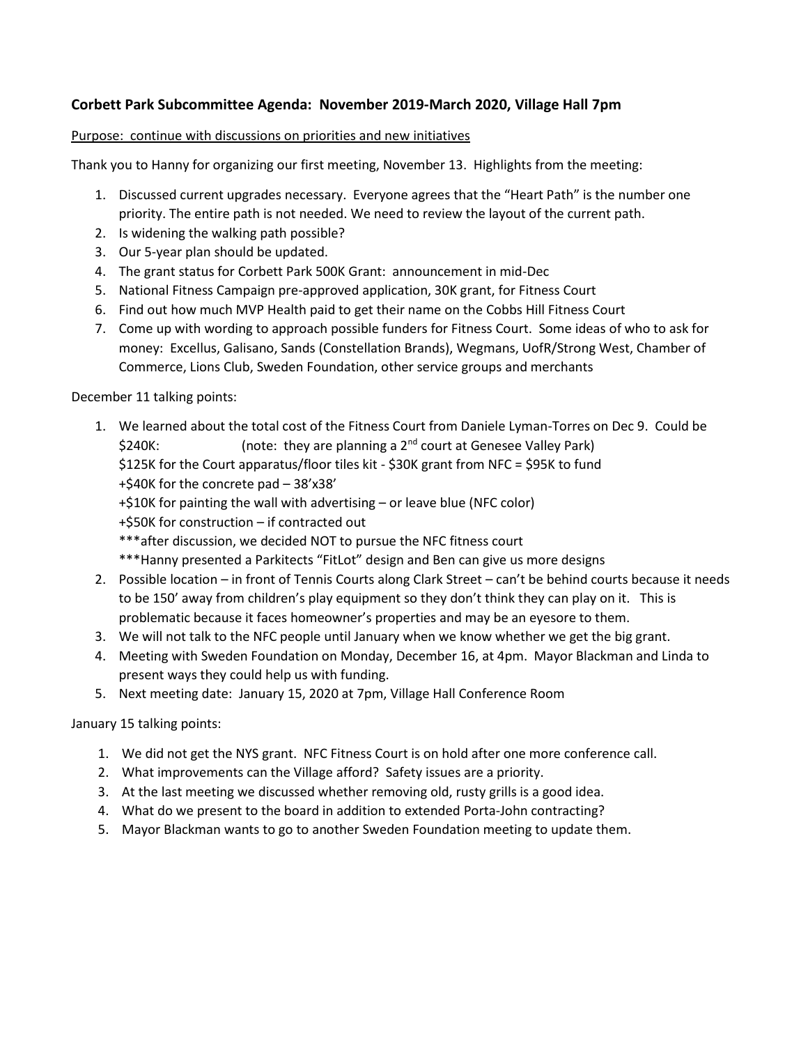**Corbett Park Subcommittee Agenda: November 2019-March 2020, Village Hall 7pm**

Purpose: continue with discussions on priorities and new initiatives

Thank you to Hanny for organizing our first meeting, November 13. Highlights from the meeting:

1. Discussed current upgrades necessary. Everyone agrees that the "Heart Path" is the number one priority. The entire path is not needed. We need to review the layout of the current path.
2. Is widening the walking path possible?
3. Our 5-year plan should be updated.
4. The grant status for Corbett Park 500K Grant: announcement in mid-Dec
5. National Fitness Campaign pre-approved application, 30K grant, for Fitness Court
6. Find out how much MVP Health paid to get their name on the Cobbs Hill Fitness Court
7. Come up with wording to approach possible funders for Fitness Court. Some ideas of who to ask for money: Excellus, Galisano, Sands (Constellation Brands), Wegmans, UofR/Strong West, Chamber of Commerce, Lions Club, Sweden Foundation, other service groups and merchants

December 11 talking points:

1. We learned about the total cost of the Fitness Court from Daniele Lyman-Torres on Dec 9. Could be $240K: (note: they are planning a 2nd court at Genesee Valley Park)
   $125K for the Court apparatus/floor tiles kit - $30K grant from NFC = $95K to fund
   +$40K for the concrete pad – 38'x38'
   +$10K for painting the wall with advertising – or leave blue (NFC color)
   +$50K for construction – if contracted out
   ***after discussion, we decided NOT to pursue the NFC fitness court
   ***Hanny presented a Parkitects "FitLot" design and Ben can give us more designs
2. Possible location – in front of Tennis Courts along Clark Street – can't be behind courts because it needs to be 150' away from children's play equipment so they don't think they can play on it. This is problematic because it faces homeowner's properties and may be an eyesore to them.
3. We will not talk to the NFC people until January when we know whether we get the big grant.
4. Meeting with Sweden Foundation on Monday, December 16, at 4pm. Mayor Blackman and Linda to present ways they could help us with funding.
5. Next meeting date: January 15, 2020 at 7pm, Village Hall Conference Room

January 15 talking points:

1. We did not get the NYS grant. NFC Fitness Court is on hold after one more conference call.
2. What improvements can the Village afford? Safety issues are a priority.
3. At the last meeting we discussed whether removing old, rusty grills is a good idea.
4. What do we present to the board in addition to extended Porta-John contracting?
5. Mayor Blackman wants to go to another Sweden Foundation meeting to update them.